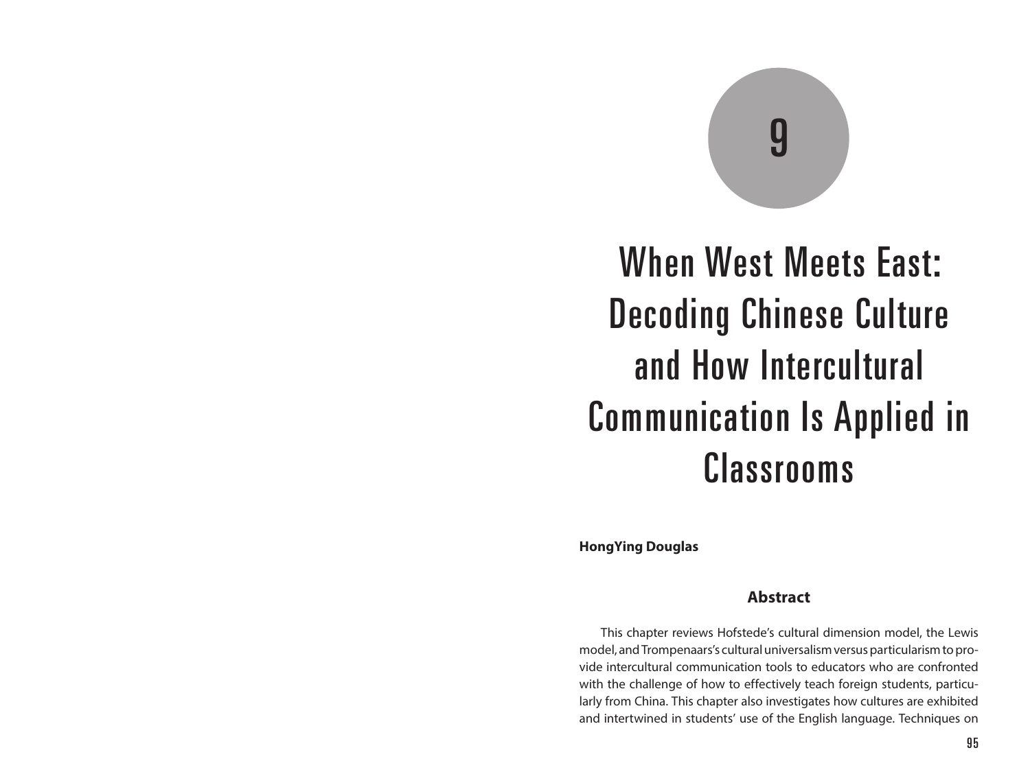# 9

# When West Meets East: Decoding Chinese Culture and How Intercultural Communication Is Applied in Classrooms

**HongYing Douglas**

## Abstract

This chapter reviews Hofstede's cultural dimension model, the Lewis model, and Trompenaars's cultural universalism versus particularism to provide intercultural communication tools to educators who are confronted with the challenge of how to effectively teach foreign students, particularly from China. This chapter also investigates how cultures are exhibited and intertwined in students' use of the English language. Techniques on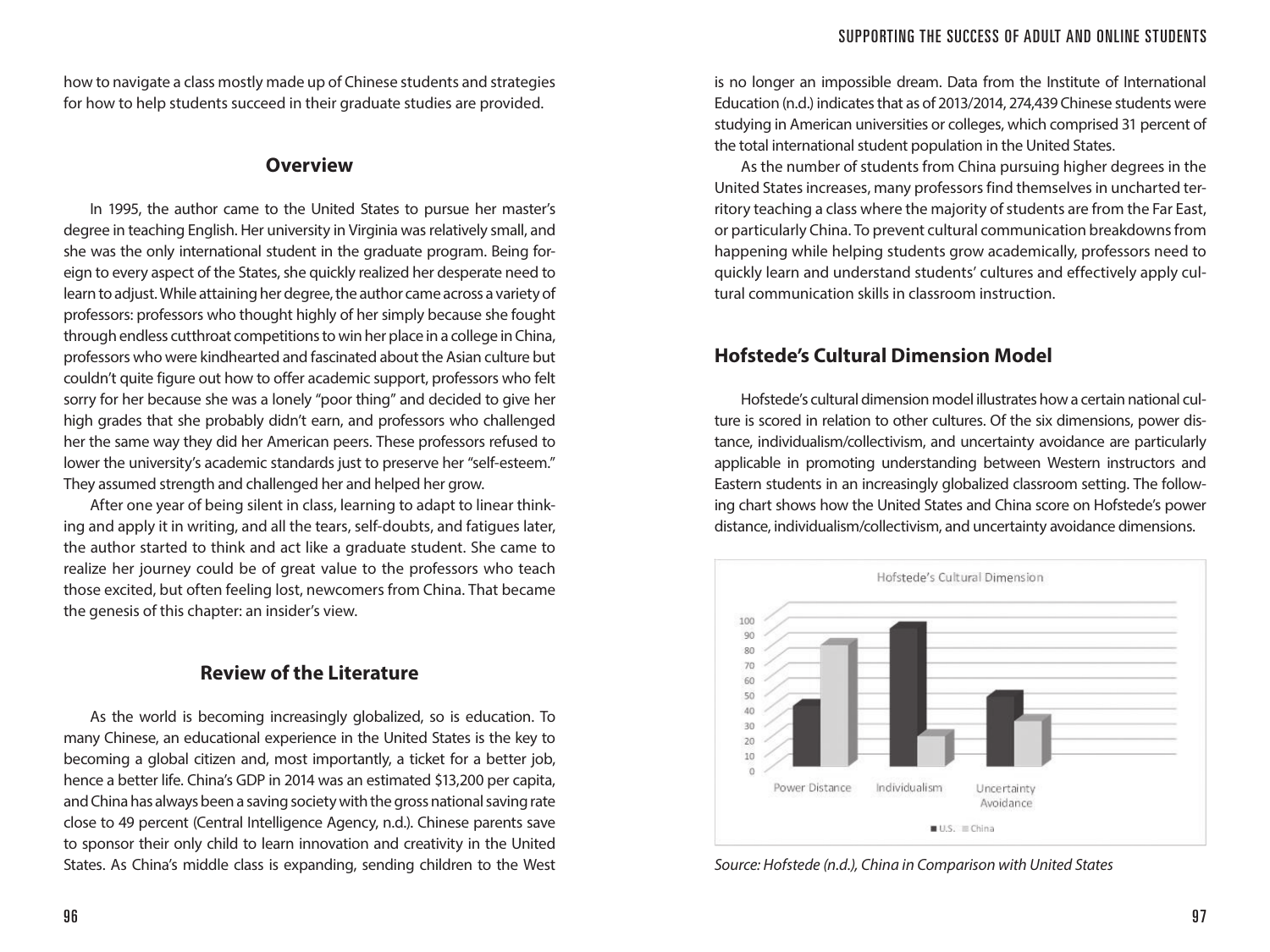how to navigate a class mostly made up of Chinese students and strategies for how to help students succeed in their graduate studies are provided.

## Overview

In 1995, the author came to the United States to pursue her master's degree in teaching English. Her university in Virginia was relatively small, and she was the only international student in the graduate program. Being foreign to every aspect of the States, she quickly realized her desperate need to learn to adjust. While attaining her degree, the author came across a variety of professors: professors who thought highly of her simply because she fought through endless cutthroat competitions to win her place in a college in China, professors who were kindhearted and fascinated about the Asian culture but couldn't quite figure out how to offer academic support, professors who felt sorry for her because she was a lonely "poor thing" and decided to give her high grades that she probably didn't earn, and professors who challenged her the same way they did her American peers. These professors refused to lower the university's academic standards just to preserve her "self-esteem." They assumed strength and challenged her and helped her grow.

After one year of being silent in class, learning to adapt to linear thinking and apply it in writing, and all the tears, self-doubts, and fatigues later, the author started to think and act like a graduate student. She came to realize her journey could be of great value to the professors who teach those excited, but often feeling lost, newcomers from China. That became the genesis of this chapter: an insider's view.

## Review of the Literature

As the world is becoming increasingly globalized, so is education. To many Chinese, an educational experience in the United States is the key to becoming a global citizen and, most importantly, a ticket for a better job, hence a better life. China's GDP in 2014 was an estimated $13,200 per capita, and China has always been a saving society with the gross national saving rate close to 49 percent (Central Intelligence Agency, n.d.). Chinese parents save to sponsor their only child to learn innovation and creativity in the United States. As China's middle class is expanding, sending children to the West is no longer an impossible dream. Data from the Institute of International Education (n.d.) indicates that as of 2013/2014, 274,439 Chinese students were studying in American universities or colleges, which comprised 31 percent of the total international student population in the United States.

As the number of students from China pursuing higher degrees in the United States increases, many professors find themselves in uncharted territory teaching a class where the majority of students are from the Far East, or particularly China. To prevent cultural communication breakdowns from happening while helping students grow academically, professors need to quickly learn and understand students' cultures and effectively apply cultural communication skills in classroom instruction.

## Hofstede's Cultural Dimension Model

Hofstede's cultural dimension model illustrates how a certain national culture is scored in relation to other cultures. Of the six dimensions, power distance, individualism/collectivism, and uncertainty avoidance are particularly applicable in promoting understanding between Western instructors and Eastern students in an increasingly globalized classroom setting. The following chart shows how the United States and China score on Hofstede's power distance, individualism/collectivism, and uncertainty avoidance dimensions.

Hofstede's Cultural Dimension

*Source: Hofstede (n.d.), China in Comparison with United States*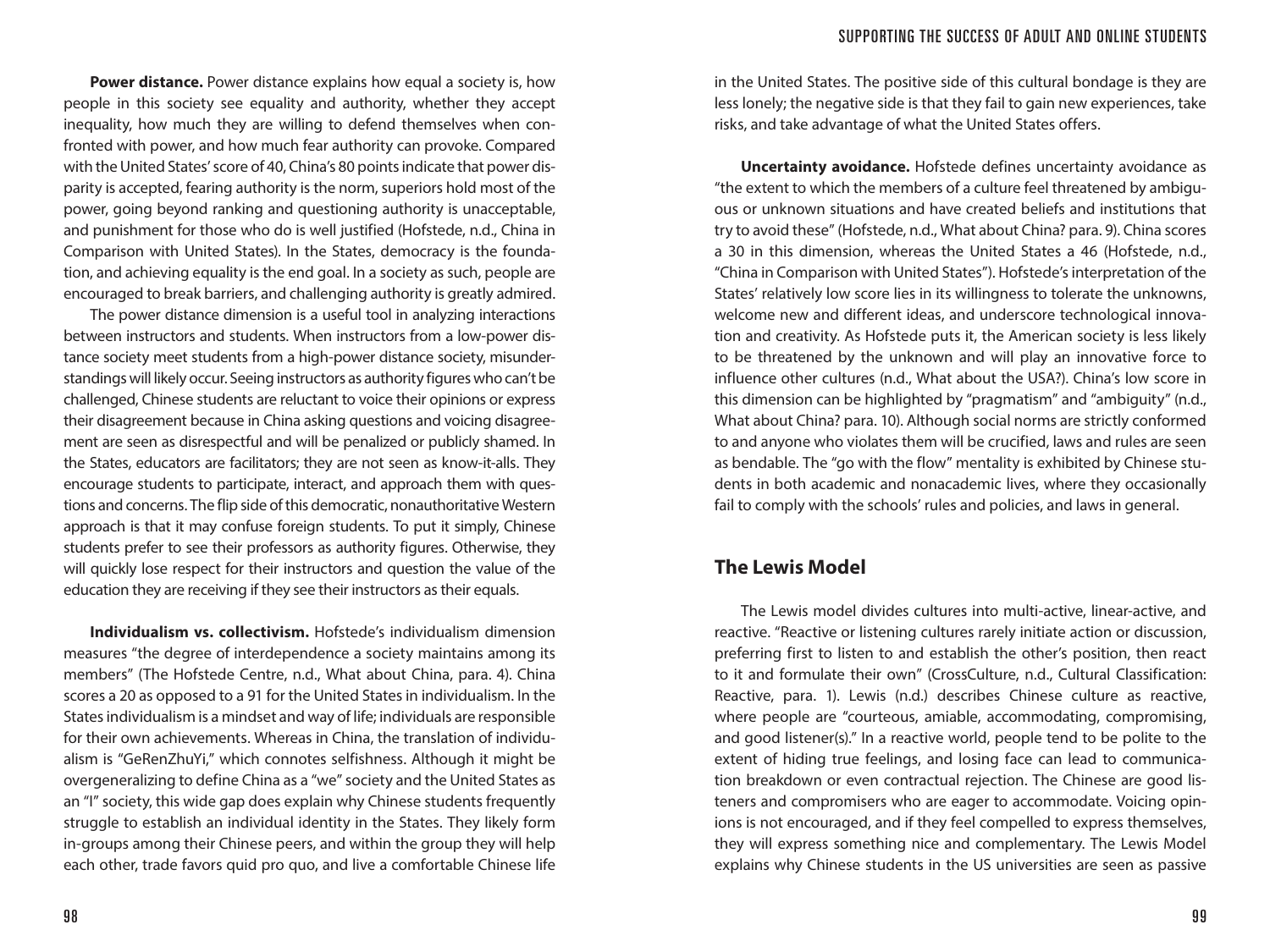**Power distance.** Power distance explains how equal a society is, how people in this society see equality and authority, whether they accept inequality, how much they are willing to defend themselves when confronted with power, and how much fear authority can provoke. Compared with the United States' score of 40, China's 80 points indicate that power disparity is accepted, fearing authority is the norm, superiors hold most of the power, going beyond ranking and questioning authority is unacceptable, and punishment for those who do is well justified (Hofstede, n.d., China in Comparison with United States). In the States, democracy is the foundation, and achieving equality is the end goal. In a society as such, people are encouraged to break barriers, and challenging authority is greatly admired.

The power distance dimension is a useful tool in analyzing interactions between instructors and students. When instructors from a low-power distance society meet students from a high-power distance society, misunderstandings will likely occur. Seeing instructors as authority figures who can't be challenged, Chinese students are reluctant to voice their opinions or express their disagreement because in China asking questions and voicing disagreement are seen as disrespectful and will be penalized or publicly shamed. In the States, educators are facilitators; they are not seen as know-it-alls. They encourage students to participate, interact, and approach them with questions and concerns. The flip side of this democratic, nonauthoritative Western approach is that it may confuse foreign students. To put it simply, Chinese students prefer to see their professors as authority figures. Otherwise, they will quickly lose respect for their instructors and question the value of the education they are receiving if they see their instructors as their equals.

**Individualism vs. collectivism.** Hofstede's individualism dimension measures "the degree of interdependence a society maintains among its members" (The Hofstede Centre, n.d., What about China, para. 4). China scores a 20 as opposed to a 91 for the United States in individualism. In the States individualism is a mindset and way of life; individuals are responsible for their own achievements. Whereas in China, the translation of individualism is "GeRenZhuYi," which connotes selfishness. Although it might be overgeneralizing to define China as a "we" society and the United States as an "I" society, this wide gap does explain why Chinese students frequently struggle to establish an individual identity in the States. They likely form in-groups among their Chinese peers, and within the group they will help each other, trade favors quid pro quo, and live a comfortable Chinese life in the United States. The positive side of this cultural bondage is they are less lonely; the negative side is that they fail to gain new experiences, take risks, and take advantage of what the United States offers.

**Uncertainty avoidance.** Hofstede defines uncertainty avoidance as "the extent to which the members of a culture feel threatened by ambiguous or unknown situations and have created beliefs and institutions that try to avoid these" (Hofstede, n.d., What about China? para. 9). China scores a 30 in this dimension, whereas the United States a 46 (Hofstede, n.d., "China in Comparison with United States"). Hofstede's interpretation of the States' relatively low score lies in its willingness to tolerate the unknowns, welcome new and different ideas, and underscore technological innovation and creativity. As Hofstede puts it, the American society is less likely to be threatened by the unknown and will play an innovative force to influence other cultures (n.d., What about the USA?). China's low score in this dimension can be highlighted by "pragmatism" and "ambiguity" (n.d., What about China? para. 10). Although social norms are strictly conformed to and anyone who violates them will be crucified, laws and rules are seen as bendable. The "go with the flow" mentality is exhibited by Chinese students in both academic and nonacademic lives, where they occasionally fail to comply with the schools' rules and policies, and laws in general.

## The Lewis Model

The Lewis model divides cultures into multi-active, linear-active, and reactive. "Reactive or listening cultures rarely initiate action or discussion, preferring first to listen to and establish the other's position, then react to it and formulate their own" (CrossCulture, n.d., Cultural Classification: Reactive, para. 1). Lewis (n.d.) describes Chinese culture as reactive, where people are "courteous, amiable, accommodating, compromising, and good listener(s)." In a reactive world, people tend to be polite to the extent of hiding true feelings, and losing face can lead to communication breakdown or even contractual rejection. The Chinese are good listeners and compromisers who are eager to accommodate. Voicing opinions is not encouraged, and if they feel compelled to express themselves, they will express something nice and complementary. The Lewis Model explains why Chinese students in the US universities are seen as passive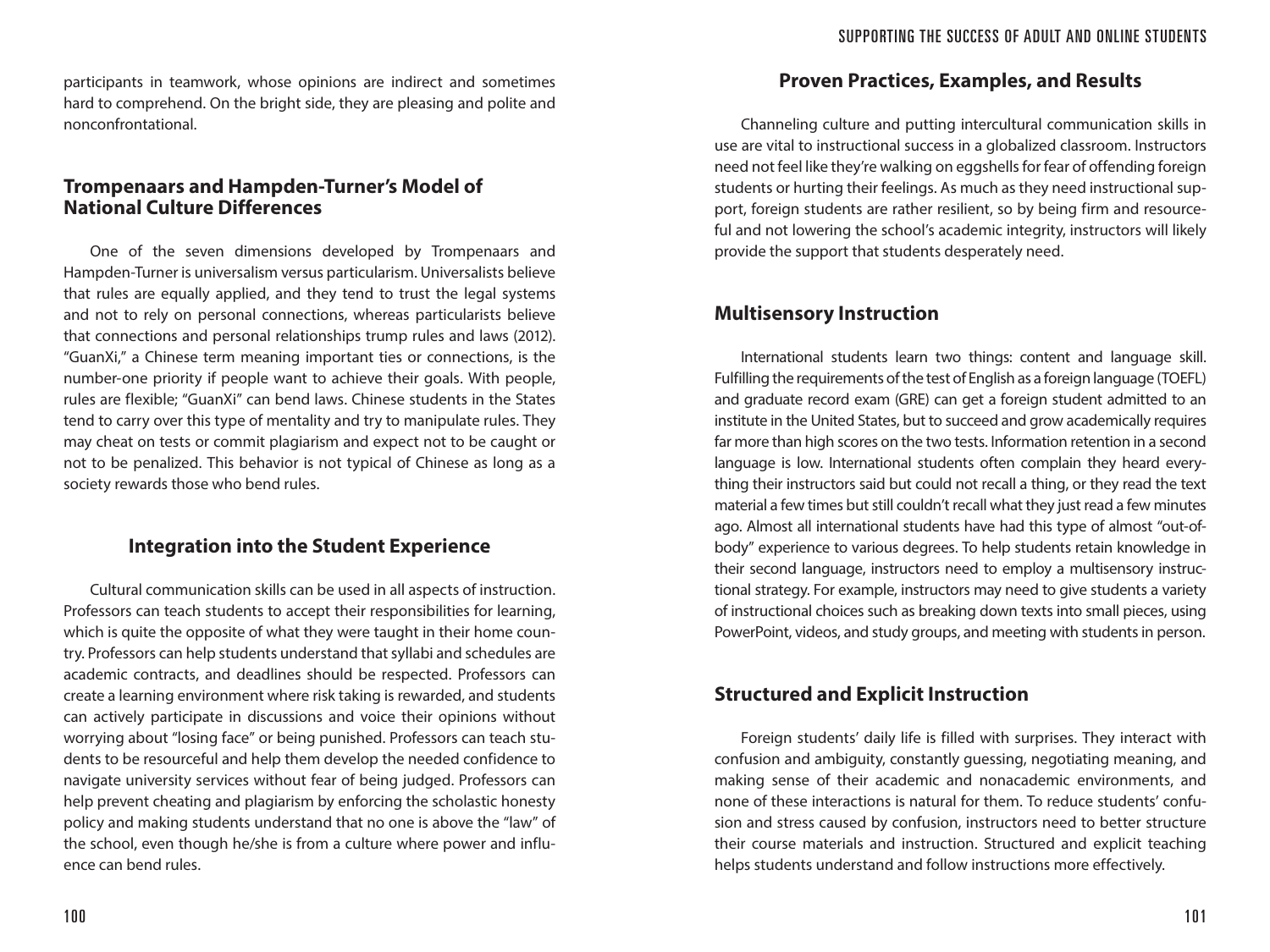participants in teamwork, whose opinions are indirect and sometimes hard to comprehend. On the bright side, they are pleasing and polite and nonconfrontational.

## Trompenaars and Hampden-Turner's Model of National Culture Differences

One of the seven dimensions developed by Trompenaars and Hampden-Turner is universalism versus particularism. Universalists believe that rules are equally applied, and they tend to trust the legal systems and not to rely on personal connections, whereas particularists believe that connections and personal relationships trump rules and laws (2012). "GuanXi," a Chinese term meaning important ties or connections, is the number-one priority if people want to achieve their goals. With people, rules are flexible; "GuanXi" can bend laws. Chinese students in the States tend to carry over this type of mentality and try to manipulate rules. They may cheat on tests or commit plagiarism and expect not to be caught or not to be penalized. This behavior is not typical of Chinese as long as a society rewards those who bend rules.

## Integration into the Student Experience

Cultural communication skills can be used in all aspects of instruction. Professors can teach students to accept their responsibilities for learning, which is quite the opposite of what they were taught in their home country. Professors can help students understand that syllabi and schedules are academic contracts, and deadlines should be respected. Professors can create a learning environment where risk taking is rewarded, and students can actively participate in discussions and voice their opinions without worrying about "losing face" or being punished. Professors can teach students to be resourceful and help them develop the needed confidence to navigate university services without fear of being judged. Professors can help prevent cheating and plagiarism by enforcing the scholastic honesty policy and making students understand that no one is above the "law" of the school, even though he/she is from a culture where power and influence can bend rules.

## Proven Practices, Examples, and Results

Channeling culture and putting intercultural communication skills in use are vital to instructional success in a globalized classroom. Instructors need not feel like they're walking on eggshells for fear of offending foreign students or hurting their feelings. As much as they need instructional support, foreign students are rather resilient, so by being firm and resourceful and not lowering the school's academic integrity, instructors will likely provide the support that students desperately need.

## Multisensory Instruction

International students learn two things: content and language skill. Fulfilling the requirements of the test of English as a foreign language (TOEFL) and graduate record exam (GRE) can get a foreign student admitted to an institute in the United States, but to succeed and grow academically requires far more than high scores on the two tests. Information retention in a second language is low. International students often complain they heard everything their instructors said but could not recall a thing, or they read the text material a few times but still couldn't recall what they just read a few minutes ago. Almost all international students have had this type of almost "out-of-body" experience to various degrees. To help students retain knowledge in their second language, instructors need to employ a multisensory instructional strategy. For example, instructors may need to give students a variety of instructional choices such as breaking down texts into small pieces, using PowerPoint, videos, and study groups, and meeting with students in person.

## Structured and Explicit Instruction

Foreign students' daily life is filled with surprises. They interact with confusion and ambiguity, constantly guessing, negotiating meaning, and making sense of their academic and nonacademic environments, and none of these interactions is natural for them. To reduce students' confusion and stress caused by confusion, instructors need to better structure their course materials and instruction. Structured and explicit teaching helps students understand and follow instructions more effectively.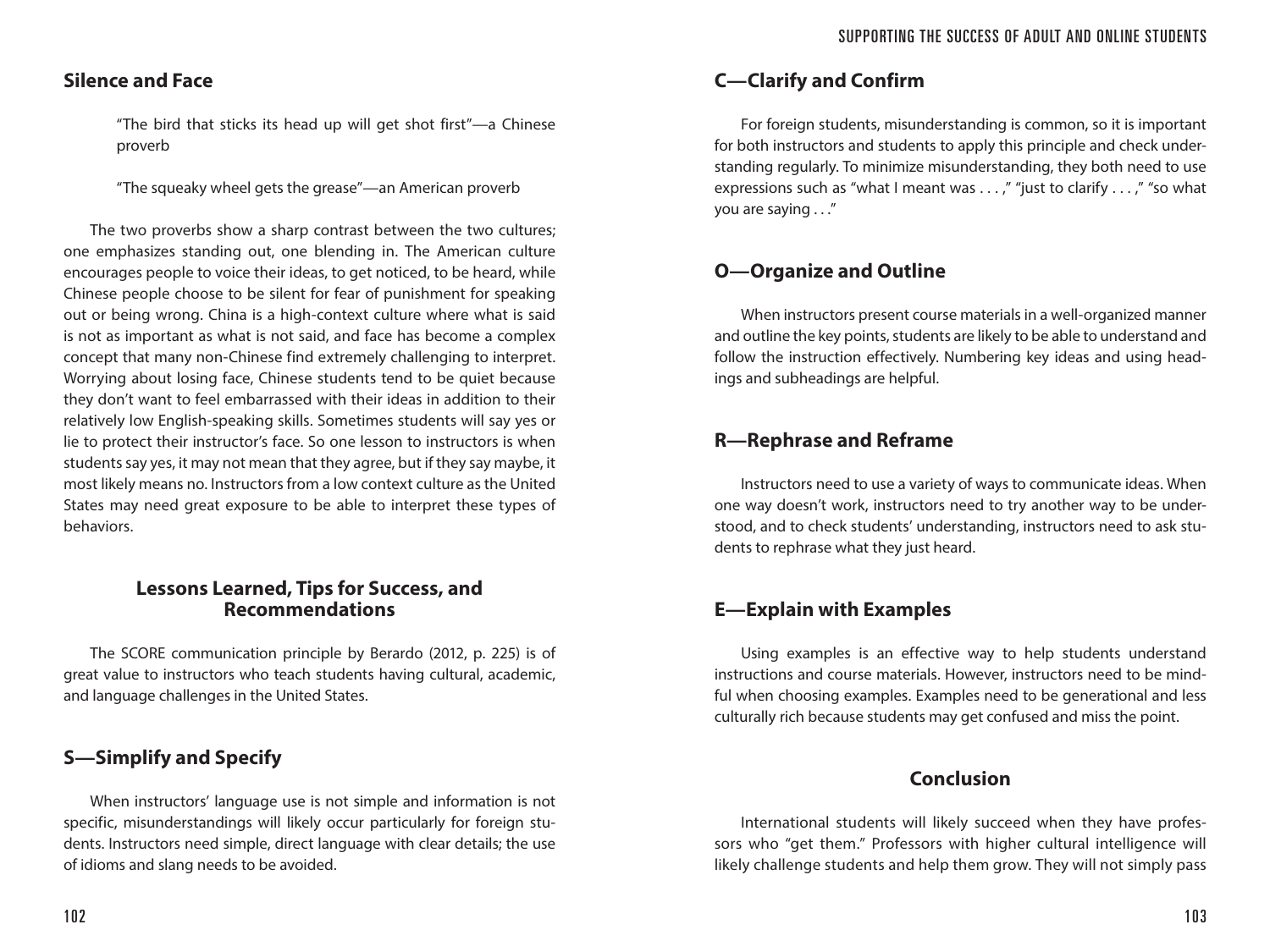## Silence and Face

> "The bird that sticks its head up will get shot first"—a Chinese proverb
>
> "The squeaky wheel gets the grease"—an American proverb

The two proverbs show a sharp contrast between the two cultures; one emphasizes standing out, one blending in. The American culture encourages people to voice their ideas, to get noticed, to be heard, while Chinese people choose to be silent for fear of punishment for speaking out or being wrong. China is a high-context culture where what is said is not as important as what is not said, and face has become a complex concept that many non-Chinese find extremely challenging to interpret. Worrying about losing face, Chinese students tend to be quiet because they don't want to feel embarrassed with their ideas in addition to their relatively low English-speaking skills. Sometimes students will say yes or lie to protect their instructor's face. So one lesson to instructors is when students say yes, it may not mean that they agree, but if they say maybe, it most likely means no. Instructors from a low context culture as the United States may need great exposure to be able to interpret these types of behaviors.

# Lessons Learned, Tips for Success, and Recommendations

The SCORE communication principle by Berardo (2012, p. 225) is of great value to instructors who teach students having cultural, academic, and language challenges in the United States.

## S—Simplify and Specify

When instructors' language use is not simple and information is not specific, misunderstandings will likely occur particularly for foreign students. Instructors need simple, direct language with clear details; the use of idioms and slang needs to be avoided.

## C—Clarify and Confirm

For foreign students, misunderstanding is common, so it is important for both instructors and students to apply this principle and check understanding regularly. To minimize misunderstanding, they both need to use expressions such as "what I meant was . . . ," "just to clarify . . . ," "so what you are saying . . ."

## O—Organize and Outline

When instructors present course materials in a well-organized manner and outline the key points, students are likely to be able to understand and follow the instruction effectively. Numbering key ideas and using headings and subheadings are helpful.

## R—Rephrase and Reframe

Instructors need to use a variety of ways to communicate ideas. When one way doesn't work, instructors need to try another way to be understood, and to check students' understanding, instructors need to ask students to rephrase what they just heard.

## E—Explain with Examples

Using examples is an effective way to help students understand instructions and course materials. However, instructors need to be mindful when choosing examples. Examples need to be generational and less culturally rich because students may get confused and miss the point.

# Conclusion

International students will likely succeed when they have professors who "get them." Professors with higher cultural intelligence will likely challenge students and help them grow. They will not simply pass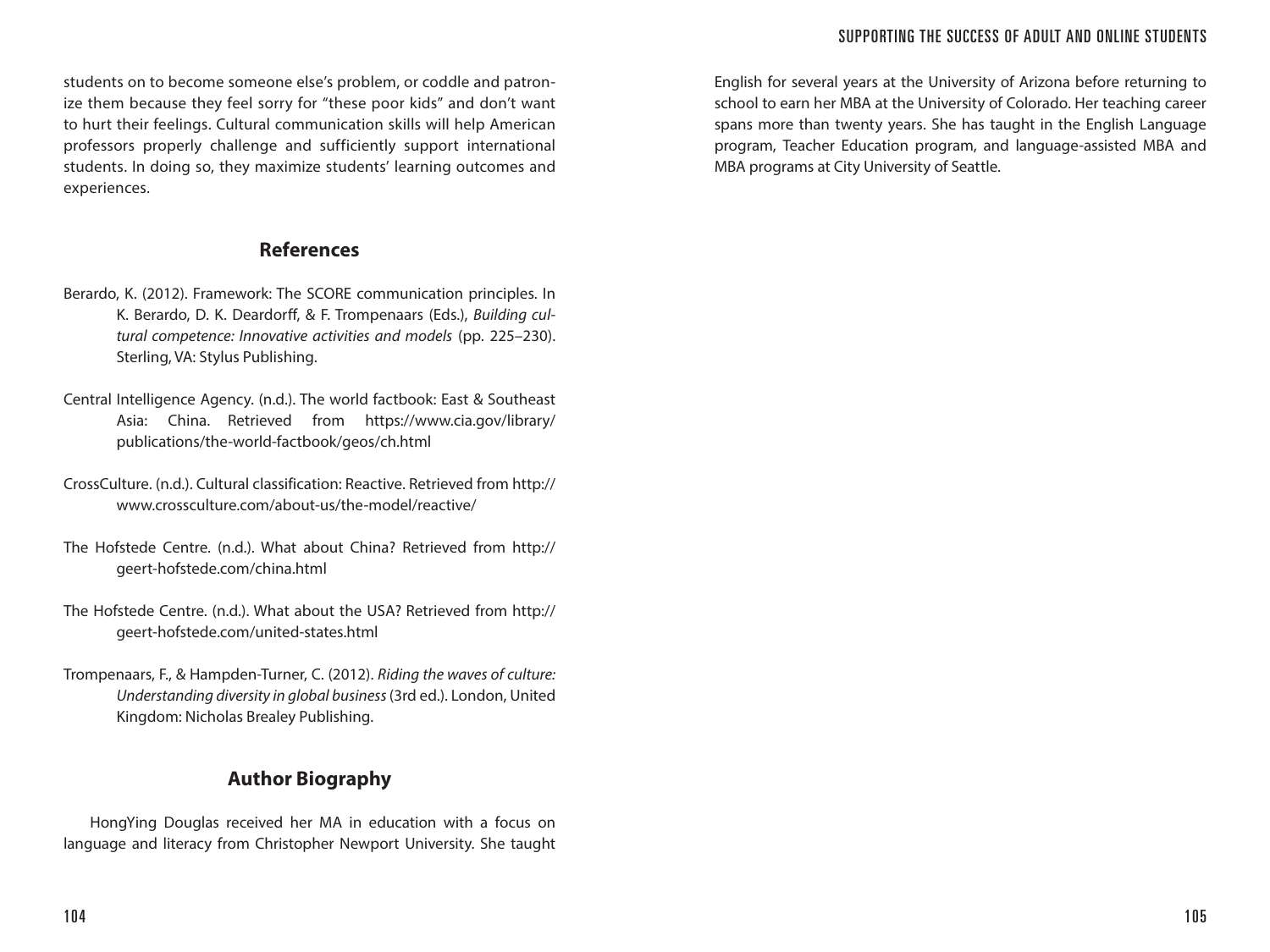students on to become someone else's problem, or coddle and patronize them because they feel sorry for "these poor kids" and don't want to hurt their feelings. Cultural communication skills will help American professors properly challenge and sufficiently support international students. In doing so, they maximize students' learning outcomes and experiences.

## References

Berardo, K. (2012). Framework: The SCORE communication principles. In K. Berardo, D. K. Deardorff, & F. Trompenaars (Eds.), *Building cultural competence: Innovative activities and models* (pp. 225–230). Sterling, VA: Stylus Publishing.

Central Intelligence Agency. (n.d.). The world factbook: East & Southeast Asia: China. Retrieved from https://www.cia.gov/library/publications/the-world-factbook/geos/ch.html

CrossCulture. (n.d.). Cultural classification: Reactive. Retrieved from http://www.crossculture.com/about-us/the-model/reactive/

The Hofstede Centre. (n.d.). What about China? Retrieved from http://geert-hofstede.com/china.html

The Hofstede Centre. (n.d.). What about the USA? Retrieved from http://geert-hofstede.com/united-states.html

Trompenaars, F., & Hampden-Turner, C. (2012). *Riding the waves of culture: Understanding diversity in global business* (3rd ed.). London, United Kingdom: Nicholas Brealey Publishing.

## Author Biography

HongYing Douglas received her MA in education with a focus on language and literacy from Christopher Newport University. She taught English for several years at the University of Arizona before returning to school to earn her MBA at the University of Colorado. Her teaching career spans more than twenty years. She has taught in the English Language program, Teacher Education program, and language-assisted MBA and MBA programs at City University of Seattle.